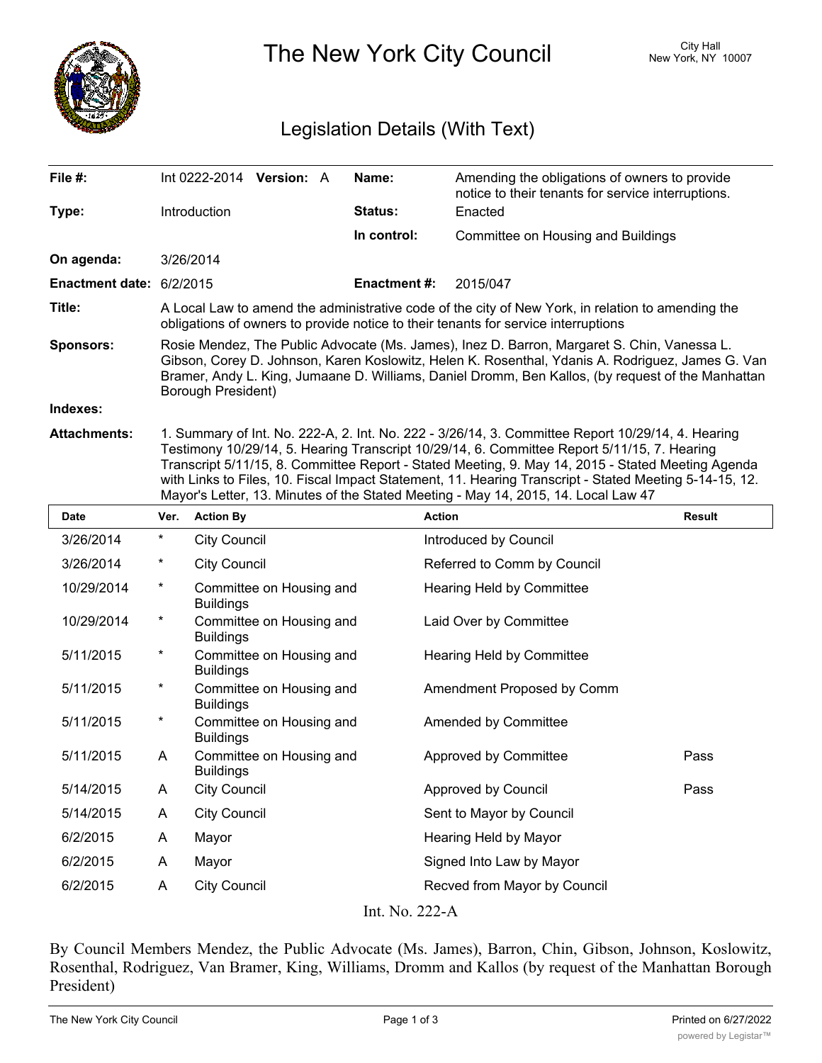# The New York City Council

City Hall
New York, NY 10007

## Legislation Details (With Text)

| | | | |
|---|---|---|---|
| **File #:** | Int 0222-2014 **Version:** A | **Name:** | Amending the obligations of owners to provide notice to their tenants for service interruptions. |
| **Type:** | Introduction | **Status:** | Enacted |
| | | **In control:** | Committee on Housing and Buildings |
| **On agenda:** | 3/26/2014 | | |
| **Enactment date:** | 6/2/2015 | **Enactment #:** | 2015/047 |

**Title:** A Local Law to amend the administrative code of the city of New York, in relation to amending the obligations of owners to provide notice to their tenants for service interruptions

**Sponsors:** Rosie Mendez, The Public Advocate (Ms. James), Inez D. Barron, Margaret S. Chin, Vanessa L. Gibson, Corey D. Johnson, Karen Koslowitz, Helen K. Rosenthal, Ydanis A. Rodriguez, James G. Van Bramer, Andy L. King, Jumaane D. Williams, Daniel Dromm, Ben Kallos, (by request of the Manhattan Borough President)

**Indexes:**

**Attachments:** 1. Summary of Int. No. 222-A, 2. Int. No. 222 - 3/26/14, 3. Committee Report 10/29/14, 4. Hearing Testimony 10/29/14, 5. Hearing Transcript 10/29/14, 6. Committee Report 5/11/15, 7. Hearing Transcript 5/11/15, 8. Committee Report - Stated Meeting, 9. May 14, 2015 - Stated Meeting Agenda with Links to Files, 10. Fiscal Impact Statement, 11. Hearing Transcript - Stated Meeting 5-14-15, 12. Mayor's Letter, 13. Minutes of the Stated Meeting - May 14, 2015, 14. Local Law 47

| Date | Ver. | Action By | Action | Result |
|---|---|---|---|---|
| 3/26/2014 | * | City Council | Introduced by Council | |
| 3/26/2014 | * | City Council | Referred to Comm by Council | |
| 10/29/2014 | * | Committee on Housing and Buildings | Hearing Held by Committee | |
| 10/29/2014 | * | Committee on Housing and Buildings | Laid Over by Committee | |
| 5/11/2015 | * | Committee on Housing and Buildings | Hearing Held by Committee | |
| 5/11/2015 | * | Committee on Housing and Buildings | Amendment Proposed by Comm | |
| 5/11/2015 | * | Committee on Housing and Buildings | Amended by Committee | |
| 5/11/2015 | A | Committee on Housing and Buildings | Approved by Committee | Pass |
| 5/14/2015 | A | City Council | Approved by Council | Pass |
| 5/14/2015 | A | City Council | Sent to Mayor by Council | |
| 6/2/2015 | A | Mayor | Hearing Held by Mayor | |
| 6/2/2015 | A | Mayor | Signed Into Law by Mayor | |
| 6/2/2015 | A | City Council | Recved from Mayor by Council | |

Int. No. 222-A

By Council Members Mendez, the Public Advocate (Ms. James), Barron, Chin, Gibson, Johnson, Koslowitz, Rosenthal, Rodriguez, Van Bramer, King, Williams, Dromm and Kallos (by request of the Manhattan Borough President)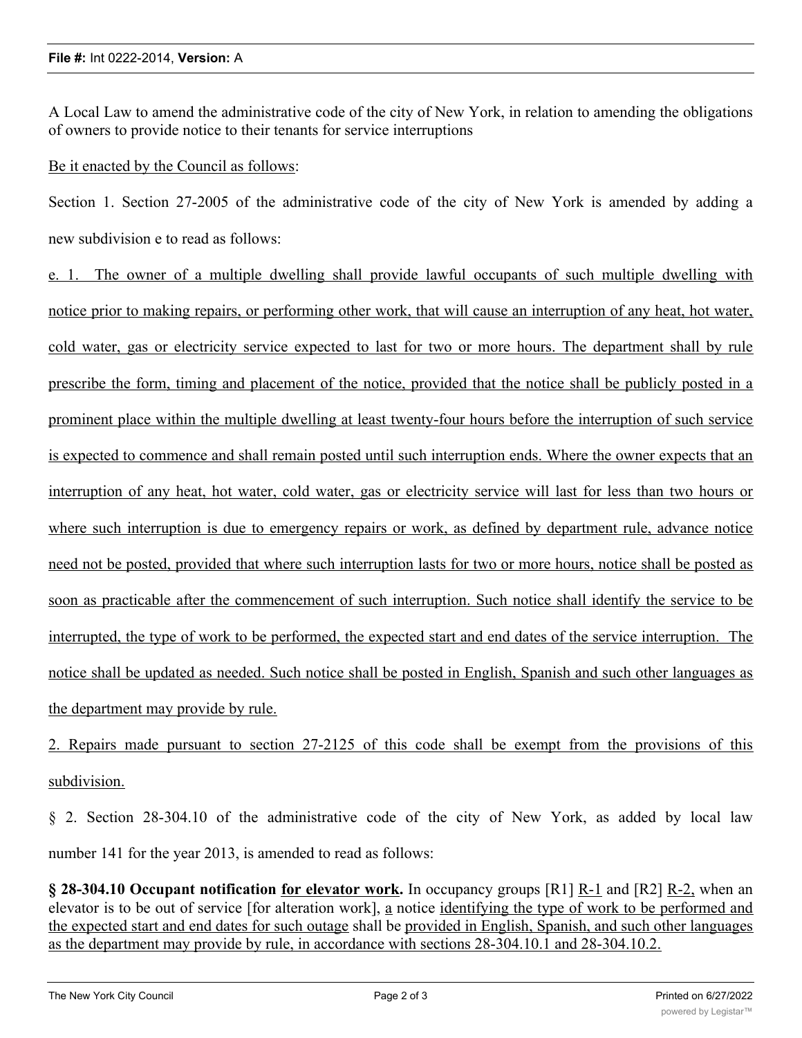**File #:** Int 0222-2014, **Version:** A

A Local Law to amend the administrative code of the city of New York, in relation to amending the obligations of owners to provide notice to their tenants for service interruptions

<u>Be it enacted by the Council as follows</u>:

Section 1. Section 27-2005 of the administrative code of the city of New York is amended by adding a new subdivision e to read as follows:

<u>e. 1. The owner of a multiple dwelling shall provide lawful occupants of such multiple dwelling with notice prior to making repairs, or performing other work, that will cause an interruption of any heat, hot water, cold water, gas or electricity service expected to last for two or more hours. The department shall by rule prescribe the form, timing and placement of the notice, provided that the notice shall be publicly posted in a prominent place within the multiple dwelling at least twenty-four hours before the interruption of such service is expected to commence and shall remain posted until such interruption ends. Where the owner expects that an interruption of any heat, hot water, cold water, gas or electricity service will last for less than two hours or where such interruption is due to emergency repairs or work, as defined by department rule, advance notice need not be posted, provided that where such interruption lasts for two or more hours, notice shall be posted as soon as practicable after the commencement of such interruption. Such notice shall identify the service to be interrupted, the type of work to be performed, the expected start and end dates of the service interruption. The notice shall be updated as needed. Such notice shall be posted in English, Spanish and such other languages as the department may provide by rule.</u>

<u>2. Repairs made pursuant to section 27-2125 of this code shall be exempt from the provisions of this subdivision.</u>

§ 2. Section 28-304.10 of the administrative code of the city of New York, as added by local law number 141 for the year 2013, is amended to read as follows:

**§ 28-304.10 Occupant notification <u>for elevator work</u>.** In occupancy groups [R1] <u>R-1</u> and [R2] <u>R-2,</u> when an elevator is to be out of service [for alteration work], <u>a</u> notice <u>identifying the type of work to be performed and the expected start and end dates for such outage</u> shall be <u>provided in English, Spanish, and such other languages as the department may provide by rule, in accordance with sections 28-304.10.1 and 28-304.10.2.</u>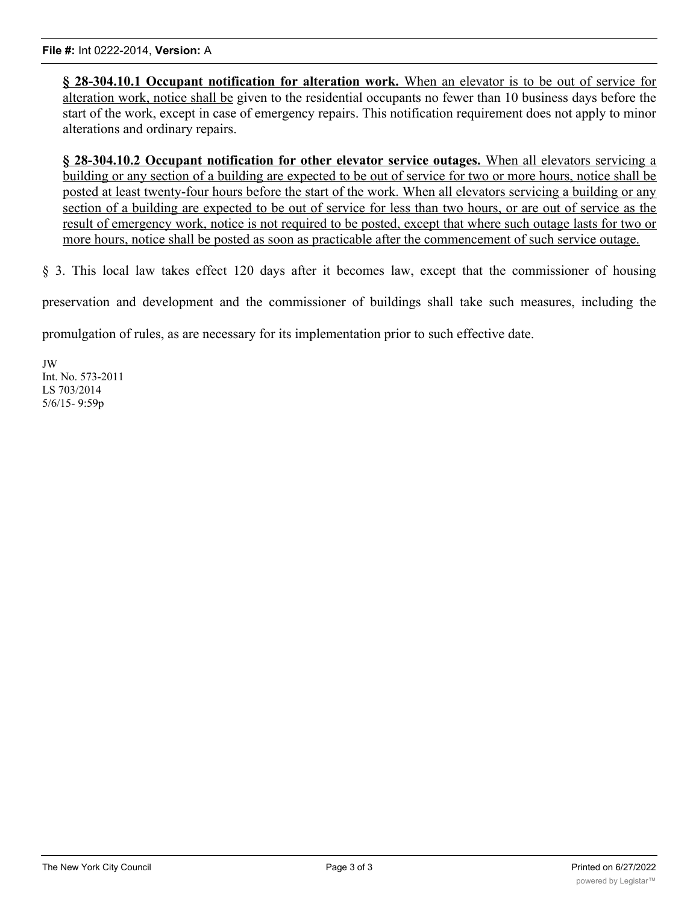**§ 28-304.10.1 Occupant notification for alteration work.** When an elevator is to be out of service for alteration work, notice shall be given to the residential occupants no fewer than 10 business days before the start of the work, except in case of emergency repairs. This notification requirement does not apply to minor alterations and ordinary repairs.

**§ 28-304.10.2 Occupant notification for other elevator service outages.** When all elevators servicing a building or any section of a building are expected to be out of service for two or more hours, notice shall be posted at least twenty-four hours before the start of the work. When all elevators servicing a building or any section of a building are expected to be out of service for less than two hours, or are out of service as the result of emergency work, notice is not required to be posted, except that where such outage lasts for two or more hours, notice shall be posted as soon as practicable after the commencement of such service outage.

§ 3. This local law takes effect 120 days after it becomes law, except that the commissioner of housing preservation and development and the commissioner of buildings shall take such measures, including the promulgation of rules, as are necessary for its implementation prior to such effective date.

JW
Int. No. 573-2011
LS 703/2014
5/6/15- 9:59p